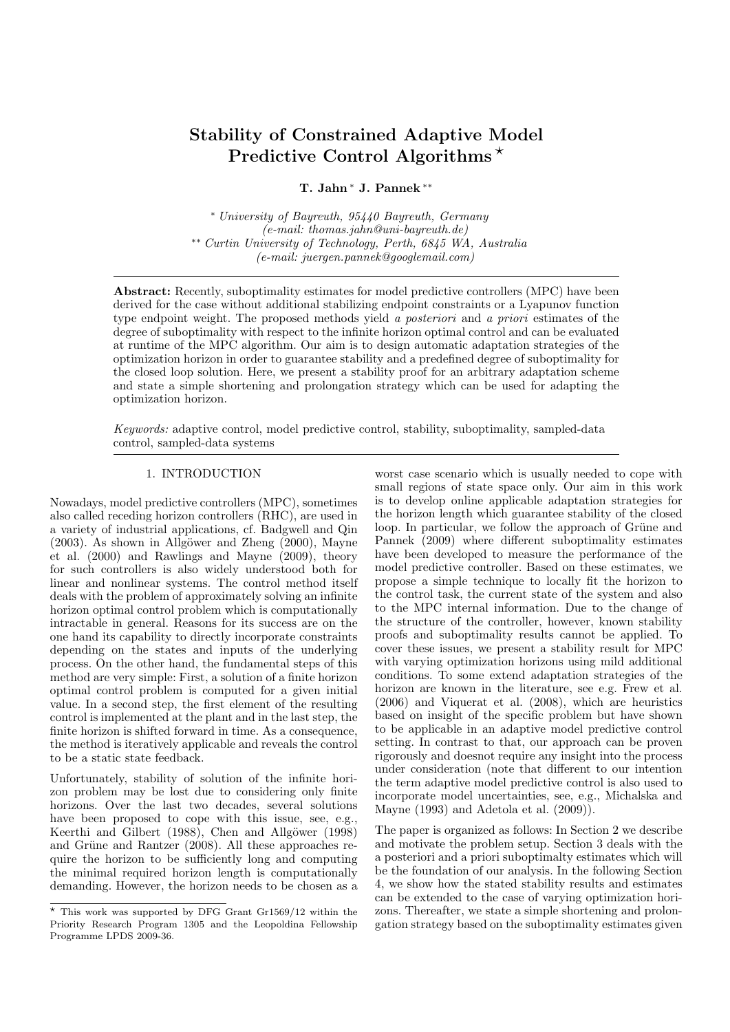# Stability of Constrained Adaptive Model Predictive Control Algorithms ⋆

**T. Jahn** [*] **J. Pannek** [**]

[*] *University of Bayreuth, 95440 Bayreuth, Germany (e-mail: thomas.jahn@uni-bayreuth.de)*
[**] *Curtin University of Technology, Perth, 6845 WA, Australia (e-mail: juergen.pannek@googlemail.com)*

**Abstract:** Recently, suboptimality estimates for model predictive controllers (MPC) have been derived for the case without additional stabilizing endpoint constraints or a Lyapunov function type endpoint weight. The proposed methods yield *a posteriori* and *a priori* estimates of the degree of suboptimality with respect to the infinite horizon optimal control and can be evaluated at runtime of the MPC algorithm. Our aim is to design automatic adaptation strategies of the optimization horizon in order to guarantee stability and a predefined degree of suboptimality for the closed loop solution. Here, we present a stability proof for an arbitrary adaptation scheme and state a simple shortening and prolongation strategy which can be used for adapting the optimization horizon.

*Keywords:* adaptive control, model predictive control, stability, suboptimality, sampled-data control, sampled-data systems

## 1. INTRODUCTION

Nowadays, model predictive controllers (MPC), sometimes also called receding horizon controllers (RHC), are used in a variety of industrial applications, cf. Badgwell and Qin (2003). As shown in Allgöwer and Zheng (2000), Mayne et al. (2000) and Rawlings and Mayne (2009), theory for such controllers is also widely understood both for linear and nonlinear systems. The control method itself deals with the problem of approximately solving an infinite horizon optimal control problem which is computationally intractable in general. Reasons for its success are on the one hand its capability to directly incorporate constraints depending on the states and inputs of the underlying process. On the other hand, the fundamental steps of this method are very simple: First, a solution of a finite horizon optimal control problem is computed for a given initial value. In a second step, the first element of the resulting control is implemented at the plant and in the last step, the finite horizon is shifted forward in time. As a consequence, the method is iteratively applicable and reveals the control to be a static state feedback.

Unfortunately, stability of solution of the infinite horizon problem may be lost due to considering only finite horizons. Over the last two decades, several solutions have been proposed to cope with this issue, see, e.g., Keerthi and Gilbert (1988), Chen and Allgöwer (1998) and Grüne and Rantzer (2008). All these approaches require the horizon to be sufficiently long and computing the minimal required horizon length is computationally demanding. However, the horizon needs to be chosen as a worst case scenario which is usually needed to cope with small regions of state space only. Our aim in this work is to develop online applicable adaptation strategies for the horizon length which guarantee stability of the closed loop. In particular, we follow the approach of Grüne and Pannek (2009) where different suboptimality estimates have been developed to measure the performance of the model predictive controller. Based on these estimates, we propose a simple technique to locally fit the horizon to the control task, the current state of the system and also to the MPC internal information. Due to the change of the structure of the controller, however, known stability proofs and suboptimality results cannot be applied. To cover these issues, we present a stability result for MPC with varying optimization horizons using mild additional conditions. To some extend adaptation strategies of the horizon are known in the literature, see e.g. Frew et al. (2006) and Viquerat et al. (2008), which are heuristics based on insight of the specific problem but have shown to be applicable in an adaptive model predictive control setting. In contrast to that, our approach can be proven rigorously and doesnot require any insight into the process under consideration (note that different to our intention the term adaptive model predictive control is also used to incorporate model uncertainties, see, e.g., Michalska and Mayne (1993) and Adetola et al. (2009)).

The paper is organized as follows: In Section 2 we describe and motivate the problem setup. Section 3 deals with the a posteriori and a priori suboptimalty estimates which will be the foundation of our analysis. In the following Section 4, we show how the stated stability results and estimates can be extended to the case of varying optimization horizons. Thereafter, we state a simple shortening and prolongation strategy based on the suboptimality estimates given

⋆ This work was supported by DFG Grant Gr1569/12 within the Priority Research Program 1305 and the Leopoldina Fellowship Programme LPDS 2009-36.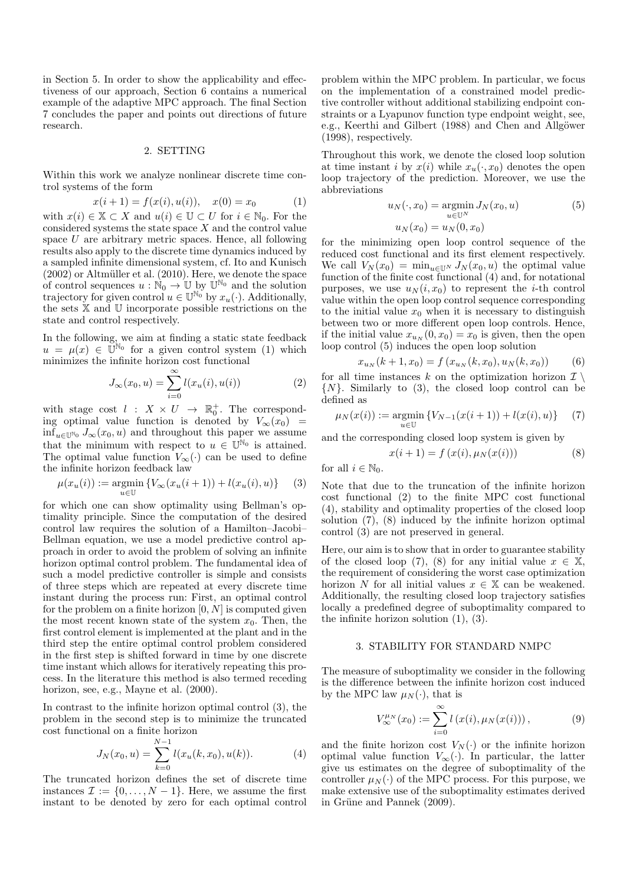in Section 5. In order to show the applicability and effectiveness of our approach, Section 6 contains a numerical example of the adaptive MPC approach. The final Section 7 concludes the paper and points out directions of future research.

## 2. SETTING

Within this work we analyze nonlinear discrete time control systems of the form

$$x(i+1) = f(x(i), u(i)), \quad x(0) = x_0 \tag{1}$$

with $x(i) \in \mathbb{X} \subset X$ and $u(i) \in \mathbb{U} \subset U$ for $i \in \mathbb{N}_0$. For the considered systems the state space $X$ and the control value space $U$ are arbitrary metric spaces. Hence, all following results also apply to the discrete time dynamics induced by a sampled infinite dimensional system, cf. Ito and Kunisch (2002) or Altmüller et al. (2010). Here, we denote the space of control sequences $u : \mathbb{N}_0 \to \mathbb{U}$ by $\mathbb{U}^{\mathbb{N}_0}$ and the solution trajectory for given control $u \in \mathbb{U}^{\mathbb{N}_0}$ by $x_u(\cdot)$. Additionally, the sets $\mathbb{X}$ and $\mathbb{U}$ incorporate possible restrictions on the state and control respectively.

In the following, we aim at finding a static state feedback $u = \mu(x) \in \mathbb{U}^{\mathbb{N}_0}$ for a given control system (1) which minimizes the infinite horizon cost functional

$$J_\infty(x_0, u) = \sum_{i=0}^{\infty} l(x_u(i), u(i)) \tag{2}$$

with stage cost $l : X \times U \to \mathbb{R}_0^+$. The corresponding optimal value function is denoted by $V_\infty(x_0) = \inf_{u \in \mathbb{U}^{\mathbb{N}_0}} J_\infty(x_0, u)$ and throughout this paper we assume that the minimum with respect to $u \in \mathbb{U}^{\mathbb{N}_0}$ is attained. The optimal value function $V_\infty(\cdot)$ can be used to define the infinite horizon feedback law

$$\mu(x_u(i)) := \operatorname*{argmin}_{u \in \mathbb{U}} \{V_\infty(x_u(i+1)) + l(x_u(i), u)\} \tag{3}$$

for which one can show optimality using Bellman's optimality principle. Since the computation of the desired control law requires the solution of a Hamilton–Jacobi–Bellman equation, we use a model predictive control approach in order to avoid the problem of solving an infinite horizon optimal control problem. The fundamental idea of such a model predictive controller is simple and consists of three steps which are repeated at every discrete time instant during the process run: First, an optimal control for the problem on a finite horizon $[0, N]$ is computed given the most recent known state of the system $x_0$. Then, the first control element is implemented at the plant and in the third step the entire optimal control problem considered in the first step is shifted forward in time by one discrete time instant which allows for iteratively repeating this process. In the literature this method is also termed receding horizon, see, e.g., Mayne et al. (2000).

In contrast to the infinite horizon optimal control (3), the problem in the second step is to minimize the truncated cost functional on a finite horizon

$$J_N(x_0, u) = \sum_{k=0}^{N-1} l(x_u(k, x_0), u(k)). \tag{4}$$

The truncated horizon defines the set of discrete time instances $\mathcal{I} := \{0, \ldots, N-1\}$. Here, we assume the first instant to be denoted by zero for each optimal control problem within the MPC problem. In particular, we focus on the implementation of a constrained model predictive controller without additional stabilizing endpoint constraints or a Lyapunov function type endpoint weight, see, e.g., Keerthi and Gilbert (1988) and Chen and Allgöwer (1998), respectively.

Throughout this work, we denote the closed loop solution at time instant $i$ by $x(i)$ while $x_u(\cdot, x_0)$ denotes the open loop trajectory of the prediction. Moreover, we use the abbreviations

$$\begin{aligned} u_N(\cdot, x_0) &= \operatorname*{argmin}_{u \in \mathbb{U}^N} J_N(x_0, u) \\ u_N(x_0) &= u_N(0, x_0) \end{aligned} \tag{5}$$

for the minimizing open loop control sequence of the reduced cost functional and its first element respectively. We call $V_N(x_0) = \min_{u \in \mathbb{U}^N} J_N(x_0, u)$ the optimal value function of the finite cost functional (4) and, for notational purposes, we use $u_N(i, x_0)$ to represent the $i$-th control value within the open loop control sequence corresponding to the initial value $x_0$ when it is necessary to distinguish between two or more different open loop controls. Hence, if the initial value $x_{u_N}(0, x_0) = x_0$ is given, then the open loop control (5) induces the open loop solution

$$x_{u_N}(k+1, x_0) = f\left(x_{u_N}(k, x_0), u_N(k, x_0)\right) \tag{6}$$

for all time instances $k$ on the optimization horizon $\mathcal{I} \setminus \{N\}$. Similarly to (3), the closed loop control can be defined as

$$\mu_N(x(i)) := \operatorname*{argmin}_{u \in \mathbb{U}} \{V_{N-1}(x(i+1)) + l(x(i), u)\} \tag{7}$$

and the corresponding closed loop system is given by

$$x(i+1) = f\left(x(i), \mu_N(x(i))\right) \tag{8}$$

for all $i \in \mathbb{N}_0$.

Note that due to the truncation of the infinite horizon cost functional (2) to the finite MPC cost functional (4), stability and optimality properties of the closed loop solution (7), (8) induced by the infinite horizon optimal control (3) are not preserved in general.

Here, our aim is to show that in order to guarantee stability of the closed loop (7), (8) for any initial value $x \in \mathbb{X}$, the requirement of considering the worst case optimization horizon $N$ for all initial values $x \in \mathbb{X}$ can be weakened. Additionally, the resulting closed loop trajectory satisfies locally a predefined degree of suboptimality compared to the infinite horizon solution (1), (3).

## 3. STABILITY FOR STANDARD NMPC

The measure of suboptimality we consider in the following is the difference between the infinite horizon cost induced by the MPC law $\mu_N(\cdot)$, that is

$$V_\infty^{\mu_N}(x_0) := \sum_{i=0}^{\infty} l\left(x(i), \mu_N(x(i))\right), \tag{9}$$

and the finite horizon cost $V_N(\cdot)$ or the infinite horizon optimal value function $V_\infty(\cdot)$. In particular, the latter give us estimates on the degree of suboptimality of the controller $\mu_N(\cdot)$ of the MPC process. For this purpose, we make extensive use of the suboptimality estimates derived in Grüne and Pannek (2009).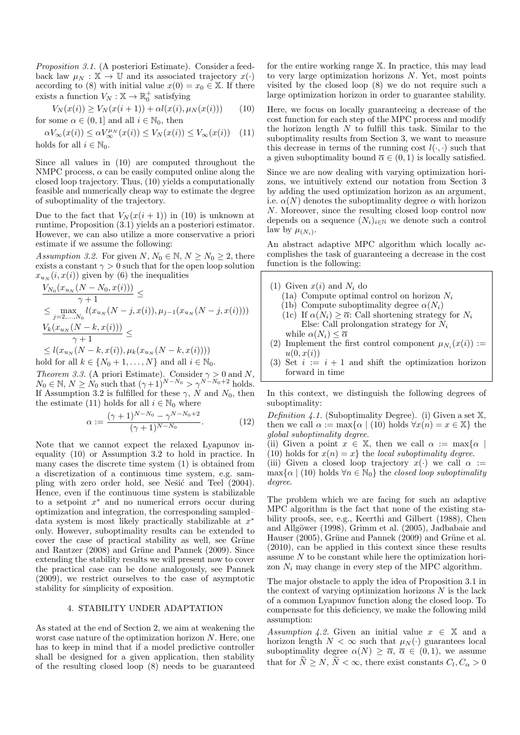*Proposition 3.1.* (A posteriori Estimate). Consider a feedback law $\mu_N : \mathbb{X} \to \mathbb{U}$ and its associated trajectory $x(\cdot)$ according to (8) with initial value $x(0) = x_0 \in \mathbb{X}$. If there exists a function $V_N : \mathbb{X} \to \mathbb{R}_0^+$ satisfying

$$V_N(x(i)) \geq V_N(x(i+1)) + \alpha l(x(i), \mu_N(x(i))) \qquad (10)$$

for some $\alpha \in (0, 1]$ and all $i \in \mathbb{N}_0$, then

$$\alpha V_\infty(x(i)) \leq \alpha V_\infty^{\mu_N}(x(i)) \leq V_N(x(i)) \leq V_\infty(x(i)) \quad (11)$$

holds for all $i \in \mathbb{N}_0$.

Since all values in (10) are computed throughout the NMPC process, $\alpha$ can be easily computed online along the closed loop trajectory. Thus, (10) yields a computationally feasible and numerically cheap way to estimate the degree of suboptimality of the trajectory.

Due to the fact that $V_N(x(i+1))$ in (10) is unknown at runtime, Proposition (3.1) yields an a posteriori estimator. However, we can also utilize a more conservative a priori estimate if we assume the following:

*Assumption 3.2.* For given $N$, $N_0 \in \mathbb{N}$, $N \geq N_0 \geq 2$, there exists a constant $\gamma > 0$ such that for the open loop solution $x_{u_N}(i, x(i))$ given by (6) the inequalities

$$\frac{V_{N_0}(x_{u_N}(N - N_0, x(i)))}{\gamma + 1} \leq$$
$$\leq \max_{j=2,\ldots,N_0} l(x_{u_N}(N - j, x(i)), \mu_{j-1}(x_{u_N}(N - j, x(i))))$$
$$\frac{V_k(x_{u_N}(N - k, x(i)))}{\gamma + 1} \leq$$
$$\leq l(x_{u_N}(N - k, x(i)), \mu_k(x_{u_N}(N - k, x(i))))$$

hold for all $k \in \{N_0 + 1, \ldots, N\}$ and all $i \in \mathbb{N}_0$.

*Theorem 3.3.* (A priori Estimate). Consider $\gamma > 0$ and $N$, $N_0 \in \mathbb{N}$, $N \geq N_0$ such that $(\gamma+1)^{N-N_0} > \gamma^{N-N_0+2}$ holds. If Assumption 3.2 is fulfilled for these $\gamma$, $N$ and $N_0$, then the estimate (11) holds for all $i \in \mathbb{N}_0$ where

$$\alpha := \frac{(\gamma + 1)^{N-N_0} - \gamma^{N-N_0+2}}{(\gamma + 1)^{N-N_0}}. \qquad (12)$$

Note that we cannot expect the relaxed Lyapunov inequality (10) or Assumption 3.2 to hold in practice. In many cases the discrete time system (1) is obtained from a discretization of a continuous time system, e.g. sampling with zero order hold, see Nešić and Teel (2004). Hence, even if the continuous time system is stabilizable to a setpoint $x^*$ and no numerical errors occur during optimization and integration, the corresponding sampled–data system is most likely practically stabilizable at $x^*$ only. However, suboptimality results can be extended to cover the case of practical stability as well, see Grüne and Rantzer (2008) and Grüne and Pannek (2009). Since extending the stability results we will present now to cover the practical case can be done analogously, see Pannek (2009), we restrict ourselves to the case of asymptotic stability for simplicity of exposition.

## 4. STABILITY UNDER ADAPTATION

As stated at the end of Section 2, we aim at weakening the worst case nature of the optimization horizon $N$. Here, one has to keep in mind that if a model predictive controller shall be designed for a given application, then stability of the resulting closed loop (8) needs to be guaranteed for the entire working range $\mathbb{X}$. In practice, this may lead to very large optimization horizons $N$. Yet, most points visited by the closed loop (8) we do not require such a large optimization horizon in order to guarantee stability.

Here, we focus on locally guaranteeing a decrease of the cost function for each step of the MPC process and modify the horizon length $N$ to fulfill this task. Similar to the suboptimality results from Section 3, we want to measure this decrease in terms of the running cost $l(\cdot, \cdot)$ such that a given suboptimality bound $\overline{\alpha} \in (0, 1)$ is locally satisfied.

Since we are now dealing with varying optimization horizons, we intuitively extend our notation from Section 3 by adding the used optimization horizon as an argument, i.e. $\alpha(N)$ denotes the suboptimality degree $\alpha$ with horizon $N$. Moreover, since the resulting closed loop control now depends on a sequence $(N_i)_{i \in \mathbb{N}}$ we denote such a control law by $\mu_{(N_i)}$.

An abstract adaptive MPC algorithm which locally accomplishes the task of guaranteeing a decrease in the cost function is the following:

(1) Given $x(i)$ and $N_i$ do
  - (1a) Compute optimal control on horizon $N_i$
  - (1b) Compute suboptimality degree $\alpha(N_i)$
  - (1c) If $\alpha(N_i) \geq \overline{\alpha}$: Call shortening strategy for $N_i$  
    Else: Call prolongation strategy for $N_i$
  
  while $\alpha(N_i) \leq \overline{\alpha}$
(2) Implement the first control component $\mu_{N_i}(x(i)) := u(0, x(i))$
(3) Set $i := i + 1$ and shift the optimization horizon forward in time

In this context, we distinguish the following degrees of suboptimality:

*Definition 4.1.* (Suboptimality Degree). (i) Given a set $\mathbb{X}$, then we call $\alpha := \max\{\alpha \mid (10) \text{ holds } \forall x(n) = x \in \mathbb{X}\}$ the *global suboptimality degree*.
(ii) Given a point $x \in \mathbb{X}$, then we call $\alpha := \max\{\alpha \mid (10) \text{ holds for } x(n) = x\}$ the *local suboptimality degree*.
(iii) Given a closed loop trajectory $x(\cdot)$ we call $\alpha := \max\{\alpha \mid (10) \text{ holds } \forall n \in \mathbb{N}_0\}$ the *closed loop suboptimality degree*.

The problem which we are facing for such an adaptive MPC algorithm is the fact that none of the existing stability proofs, see, e.g., Keerthi and Gilbert (1988), Chen and Allgöwer (1998), Grimm et al. (2005), Jadbabaie and Hauser (2005), Grüne and Pannek (2009) and Grüne et al. (2010), can be applied in this context since these results assume $N$ to be constant while here the optimization horizon $N_i$ may change in every step of the MPC algorithm.

The major obstacle to apply the idea of Proposition 3.1 in the context of varying optimization horizons $N$ is the lack of a common Lyapunov function along the closed loop. To compensate for this deficiency, we make the following mild assumption:

*Assumption 4.2.* Given an initial value $x \in \mathbb{X}$ and a horizon length $N < \infty$ such that $\mu_N(\cdot)$ guarantees local suboptimality degree $\alpha(N) \geq \overline{\alpha}$, $\overline{\alpha} \in (0, 1)$, we assume that for $\widetilde{N} \geq N$, $\widetilde{N} < \infty$, there exist constants $C_l, C_\alpha > 0$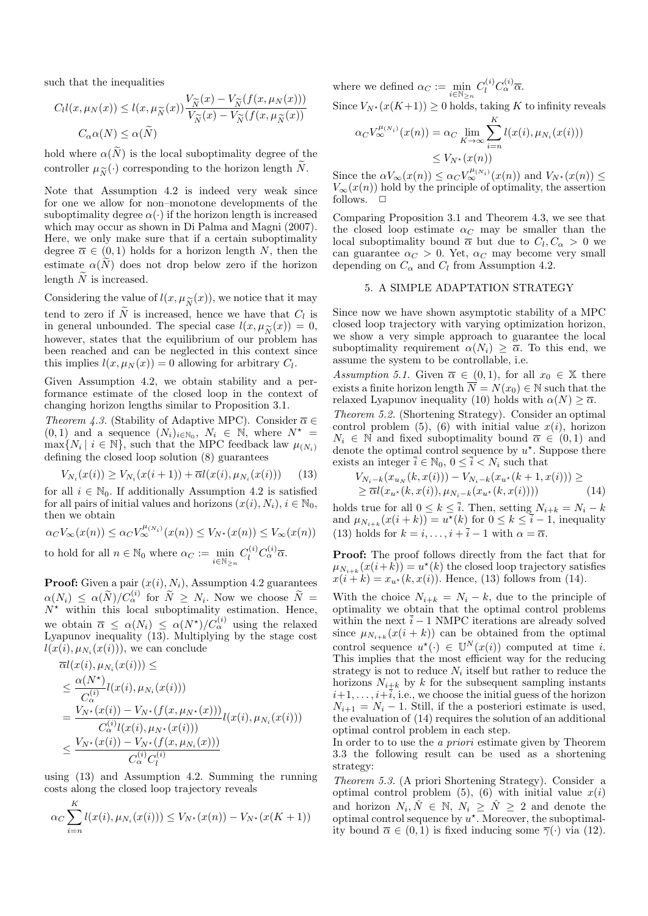such that the inequalities

$$C_l l(x, \mu_N(x)) \leq l(x, \mu_{\widetilde{N}}(x)) \frac{V_{\widetilde{N}}(x) - V_{\widetilde{N}}(f(x, \mu_N(x)))}{V_{\widetilde{N}}(x) - V_{\widetilde{N}}(f(x, \mu_{\widetilde{N}}(x))}$$

$$C_\alpha \alpha(N) \leq \alpha(\widetilde{N})$$

hold where $\alpha(\widetilde{N})$ is the local suboptimality degree of the controller $\mu_{\widetilde{N}}(\cdot)$ corresponding to the horizon length $\widetilde{N}$.

Note that Assumption 4.2 is indeed very weak since for one we allow for non–monotone developments of the suboptimality degree $\alpha(\cdot)$ if the horizon length is increased which may occur as shown in Di Palma and Magni (2007). Here, we only make sure that if a certain suboptimality degree $\overline{\alpha} \in (0, 1)$ holds for a horizon length $N$, then the estimate $\alpha(\widetilde{N})$ does not drop below zero if the horizon length $\widetilde{N}$ is increased.

Considering the value of $l(x, \mu_{\widetilde{N}}(x))$, we notice that it may tend to zero if $\widetilde{N}$ is increased, hence we have that $C_l$ is in general unbounded. The special case $l(x, \mu_{\widetilde{N}}(x)) = 0$, however, states that the equilibrium of our problem has been reached and can be neglected in this context since this implies $l(x, \mu_N(x)) = 0$ allowing for arbitrary $C_l$.

Given Assumption 4.2, we obtain stability and a performance estimate of the closed loop in the context of changing horizon lengths similar to Proposition 3.1.

*Theorem 4.3.* (Stability of Adaptive MPC). Consider $\overline{\alpha} \in (0, 1)$ and a sequence $(N_i)_{i \in \mathbb{N}_0}$, $N_i \in \mathbb{N}$, where $N^\star = \max\{N_i \mid i \in \mathbb{N}\}$, such that the MPC feedback law $\mu_{(N_i)}$ defining the closed loop solution (8) guarantees

$$V_{N_i}(x(i)) \geq V_{N_i}(x(i+1)) + \overline{\alpha} l(x(i), \mu_{N_i}(x(i))) \quad (13)$$

for all $i \in \mathbb{N}_0$. If additionally Assumption 4.2 is satisfied for all pairs of initial values and horizons $(x(i), N_i)$, $i \in \mathbb{N}_0$, then we obtain

$$\alpha_C V_\infty(x(n)) \leq \alpha_C V_\infty^{\mu_{(N_i)}}(x(n)) \leq V_{N^\star}(x(n)) \leq V_\infty(x(n))$$

to hold for all $n \in \mathbb{N}_0$ where $\alpha_C := \min_{i \in \mathbb{N}_{\geq n}} C_l^{(i)} C_\alpha^{(i)} \overline{\alpha}$.

**Proof:** Given a pair $(x(i), N_i)$, Assumption 4.2 guarantees $\alpha(N_i) \leq \alpha(\widetilde{N})/C_\alpha^{(i)}$ for $\widetilde{N} \geq N_i$. Now we choose $\widetilde{N} = N^\star$ within this local suboptimality estimation. Hence, we obtain $\overline{\alpha} \leq \alpha(N_i) \leq \alpha(N^\star)/C_\alpha^{(i)}$ using the relaxed Lyapunov inequality (13). Multiplying by the stage cost $l(x(i), \mu_{N_i}(x(i)))$, we can conclude

$$\begin{aligned}
&\overline{\alpha} l(x(i), \mu_{N_i}(x(i))) \leq \\
&\leq \frac{\alpha(N^\star)}{C_\alpha^{(i)}} l(x(i), \mu_{N_i}(x(i))) \\
&= \frac{V_{N^\star}(x(i)) - V_{N^\star}(f(x, \mu_{N^\star}(x)))}{C_\alpha^{(i)} l(x(i), \mu_{N^\star}(x(i)))} l(x(i), \mu_{N_i}(x(i))) \\
&\leq \frac{V_{N^\star}(x(i)) - V_{N^\star}(f(x, \mu_{N_i}(x)))}{C_\alpha^{(i)} C_l^{(i)}}
\end{aligned}$$

using (13) and Assumption 4.2. Summing the running costs along the closed loop trajectory reveals

$$\alpha_C \sum_{i=n}^{K} l(x(i), \mu_{N_i}(x(i))) \leq V_{N^\star}(x(n)) - V_{N^\star}(x(K+1))$$

where we defined $\alpha_C := \min_{i \in \mathbb{N}_{\geq n}} C_l^{(i)} C_\alpha^{(i)} \overline{\alpha}$.

Since $V_{N^\star}(x(K+1)) \geq 0$ holds, taking $K$ to infinity reveals

$$\begin{aligned}
\alpha_C V_\infty^{\mu_{(N_i)}}(x(n)) &= \alpha_C \lim_{K \to \infty} \sum_{i=n}^{K} l(x(i), \mu_{N_i}(x(i))) \\
&\leq V_{N^\star}(x(n))
\end{aligned}$$

Since the $\alpha V_\infty(x(n)) \leq \alpha_C V_\infty^{\mu_{(N_i)}}(x(n))$ and $V_{N^\star}(x(n)) \leq V_\infty(x(n))$ hold by the principle of optimality, the assertion follows. $\square$

Comparing Proposition 3.1 and Theorem 4.3, we see that the closed loop estimate $\alpha_C$ may be smaller than the local suboptimality bound $\overline{\alpha}$ but due to $C_l, C_\alpha > 0$ we can guarantee $\alpha_C > 0$. Yet, $\alpha_C$ may become very small depending on $C_\alpha$ and $C_l$ from Assumption 4.2.

## 5. A SIMPLE ADAPTATION STRATEGY

Since now we have shown asymptotic stability of a MPC closed loop trajectory with varying optimization horizon, we show a very simple approach to guarantee the local suboptimality requirement $\alpha(N_i) \geq \overline{\alpha}$. To this end, we assume the system to be controllable, i.e.

*Assumption 5.1.* Given $\overline{\alpha} \in (0, 1)$, for all $x_0 \in \mathbb{X}$ there exists a finite horizon length $\overline{N} = N(x_0) \in \mathbb{N}$ such that the relaxed Lyapunov inequality (10) holds with $\alpha(N) \geq \overline{\alpha}$.

*Theorem 5.2.* (Shortening Strategy). Consider an optimal control problem (5), (6) with initial value $x(i)$, horizon $N_i \in \mathbb{N}$ and fixed suboptimality bound $\overline{\alpha} \in (0, 1)$ and denote the optimal control sequence by $u^\star$. Suppose there exists an integer $\overline{i} \in \mathbb{N}_0$, $0 \leq \overline{i} < N_i$ such that

$$\begin{aligned}
&V_{N_i - k}(x_{u_N}(k, x(i))) - V_{N_i - k}(x_{u^\star}(k+1, x(i))) \geq \\
&\geq \overline{\alpha} l(x_{u^\star}(k, x(i)), \mu_{N_i - k}(x_{u^\star}(k, x(i))))
\end{aligned} \quad (14)$$

holds true for all $0 \leq k \leq \overline{i}$. Then, setting $N_{i+k} = N_i - k$ and $\mu_{N_{i+k}}(x(i+k)) = u^\star(k)$ for $0 \leq k \leq \overline{i} - 1$, inequality (13) holds for $k = i, \ldots, i + \overline{i} - 1$ with $\alpha = \overline{\alpha}$.

**Proof:** The proof follows directly from the fact that for $\mu_{N_{i+k}}(x(i+k)) = u^\star(k)$ the closed loop trajectory satisfies $x(i+k) = x_{u^\star}(k, x(i))$. Hence, (13) follows from (14).

With the choice $N_{i+k} = N_i - k$, due to the principle of optimality we obtain that the optimal control problems within the next $\overline{i} - 1$ NMPC iterations are already solved since $\mu_{N_{i+k}}(x(i+k))$ can be obtained from the optimal control sequence $u^\star(\cdot) \in \mathbb{U}^N(x(i))$ computed at time $i$. This implies that the most efficient way for the reducing strategy is not to reduce $N_i$ itself but rather to reduce the horizons $N_{i+k}$ by $k$ for the subsequent sampling instants $i+1, \ldots, i+\overline{i}$, i.e., we choose the initial guess of the horizon $N_{i+1} = N_i - 1$. Still, if the a posteriori estimate is used, the evaluation of (14) requires the solution of an additional optimal control problem in each step.

In order to to use the *a priori* estimate given by Theorem 3.3 the following result can be used as a shortening strategy:

*Theorem 5.3.* (A priori Shortening Strategy). Consider a optimal control problem (5), (6) with initial value $x(i)$ and horizon $N_i, \hat{N} \in \mathbb{N}$, $N_i \geq \hat{N} \geq 2$ and denote the optimal control sequence by $u^\star$. Moreover, the suboptimality bound $\overline{\alpha} \in (0, 1)$ is fixed inducing some $\overline{\gamma}(\cdot)$ via (12).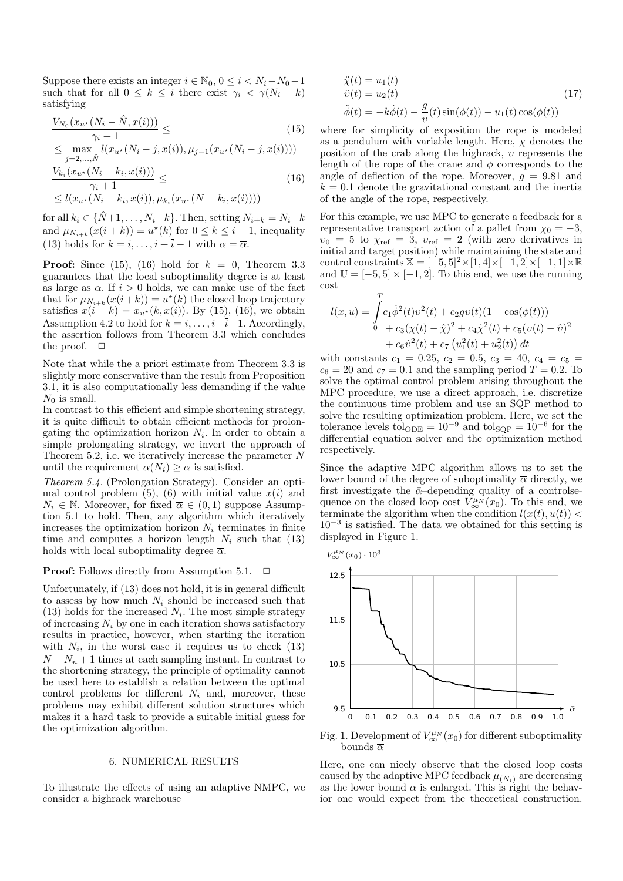Suppose there exists an integer $\bar{i} \in \mathbb{N}_0$, $0 \leq \bar{i} < N_i - N_0 - 1$ such that for all $0 \leq k \leq \bar{i}$ there exist $\gamma_i < \overline{\gamma}(N_i - k)$ satisfying

$$\frac{V_{N_0}(x_{u^\star}(N_i - \hat{N}, x(i)))}{\gamma_i + 1} \leq \tag{15}$$
$$\leq \max_{j=2,\ldots,\hat{N}} l(x_{u^\star}(N_i - j, x(i)), \mu_{j-1}(x_{u^\star}(N_i - j, x(i))))$$

$$\frac{V_{k_i}(x_{u^\star}(N_i - k_i, x(i)))}{\gamma_i + 1} \leq \tag{16}$$
$$\leq l(x_{u^\star}(N_i - k_i, x(i)), \mu_{k_i}(x_{u^\star}(N - k_i, x(i))))$$

for all $k_i \in \{\hat{N}+1, \ldots, N_i - k\}$. Then, setting $N_{i+k} = N_i - k$ and $\mu_{N_{i+k}}(x(i+k)) = u^\star(k)$ for $0 \leq k \leq \bar{i} - 1$, inequality (13) holds for $k = i, \ldots, i + \bar{i} - 1$ with $\alpha = \overline{\alpha}$.

**Proof:** Since (15), (16) hold for $k = 0$, Theorem 3.3 guarantees that the local suboptimality degree is at least as large as $\overline{\alpha}$. If $\bar{i} > 0$ holds, we can make use of the fact that for $\mu_{N_{i+k}}(x(i+k)) = u^\star(k)$ the closed loop trajectory satisfies $x(i+k) = x_{u^\star}(k, x(i))$. By (15), (16), we obtain Assumption 4.2 to hold for $k = i, \ldots, i + \bar{i} - 1$. Accordingly, the assertion follows from Theorem 3.3 which concludes the proof. □

Note that while the a priori estimate from Theorem 3.3 is slightly more conservative than the result from Proposition 3.1, it is also computationally less demanding if the value $N_0$ is small.

In contrast to this efficient and simple shortening strategy, it is quite difficult to obtain efficient methods for prolongating the optimization horizon $N_i$. In order to obtain a simple prolongating strategy, we invert the approach of Theorem 5.2, i.e. we iteratively increase the parameter $N$ until the requirement $\alpha(N_i) \geq \overline{\alpha}$ is satisfied.

*Theorem 5.4.* (Prolongation Strategy). Consider an optimal control problem (5), (6) with initial value $x(i)$ and $N_i \in \mathbb{N}$. Moreover, for fixed $\overline{\alpha} \in (0, 1)$ suppose Assumption 5.1 to hold. Then, any algorithm which iteratively increases the optimization horizon $N_i$ terminates in finite time and computes a horizon length $N_i$ such that (13) holds with local suboptimality degree $\overline{\alpha}$.

**Proof:** Follows directly from Assumption 5.1. □

Unfortunately, if (13) does not hold, it is in general difficult to assess by how much $N_i$ should be increased such that (13) holds for the increased $N_i$. The most simple strategy of increasing $N_i$ by one in each iteration shows satisfactory results in practice, however, when starting the iteration with $N_i$, in the worst case it requires us to check (13) $\overline{N} - N_n + 1$ times at each sampling instant. In contrast to the shortening strategy, the principle of optimality cannot be used here to establish a relation between the optimal control problems for different $N_i$ and, moreover, these problems may exhibit different solution structures which makes it a hard task to provide a suitable initial guess for the optimization algorithm.

## 6. NUMERICAL RESULTS

To illustrate the effects of using an adaptive NMPC, we consider a highrack warehouse

$$\begin{aligned}
\ddot{\chi}(t) &= u_1(t) \\
\ddot{\upsilon}(t) &= u_2(t) \\
\ddot{\phi}(t) &= -k\dot{\phi}(t) - \frac{g}{\upsilon}(t)\sin(\phi(t)) - u_1(t)\cos(\phi(t))
\end{aligned} \tag{17}$$

where for simplicity of exposition the rope is modeled as a pendulum with variable length. Here, $\chi$ denotes the position of the crab along the highrack, $\upsilon$ represents the length of the rope of the crane and $\phi$ corresponds to the angle of deflection of the rope. Moreover, $g = 9.81$ and $k = 0.1$ denote the gravitational constant and the inertia of the angle of the rope, respectively.

For this example, we use MPC to generate a feedback for a representative transport action of a pallet from $\chi_0 = -3$, $\upsilon_0 = 5$ to $\chi_{\text{ref}} = 3$, $\upsilon_{\text{ref}} = 2$ (with zero derivatives in initial and target position) while maintaining the state and control constraints $\mathbb{X} = [-5, 5]^2 \times [1, 4] \times [-1, 2] \times [-1, 1] \times \mathbb{R}$ and $\mathbb{U} = [-5, 5] \times [-1, 2]$. To this end, we use the running cost

$$\begin{aligned}
l(x, u) = \int_0^T & c_1 \dot{\phi}^2(t)\upsilon^2(t) + c_2 g\upsilon(t)(1 - \cos(\phi(t))) \\
& + c_3(\chi(t) - \hat{\chi})^2 + c_4 \dot{\chi}^2(t) + c_5(\upsilon(t) - \hat{\upsilon})^2 \\
& + c_6 \dot{\upsilon}^2(t) + c_7 \left(u_1^2(t) + u_2^2(t)\right) dt
\end{aligned}$$

with constants $c_1 = 0.25$, $c_2 = 0.5$, $c_3 = 40$, $c_4 = c_5 = c_6 = 20$ and $c_7 = 0.1$ and the sampling period $T = 0.2$. To solve the optimal control problem arising throughout the MPC procedure, we use a direct approach, i.e. discretize the continuous time problem and use an SQP method to solve the resulting optimization problem. Here, we set the tolerance levels $\text{tol}_{\text{ODE}} = 10^{-9}$ and $\text{tol}_{\text{SQP}} = 10^{-6}$ for the differential equation solver and the optimization method respectively.

Since the adaptive MPC algorithm allows us to set the lower bound of the degree of suboptimality $\overline{\alpha}$ directly, we first investigate the $\bar{\alpha}$–depending quality of a controlsequence on the closed loop cost $V_\infty^{\mu_N}(x_0)$. To this end, we terminate the algorithm when the condition $l(x(t), u(t)) < 10^{-3}$ is satisfied. The data we obtained for this setting is displayed in Figure 1.

Fig. 1. Development of $V_\infty^{\mu_N}(x_0)$ for different suboptimality bounds $\overline{\alpha}$

Here, one can nicely observe that the closed loop costs caused by the adaptive MPC feedback $\mu_{(N_i)}$ are decreasing as the lower bound $\overline{\alpha}$ is enlarged. This is right the behavior one would expect from the theoretical construction.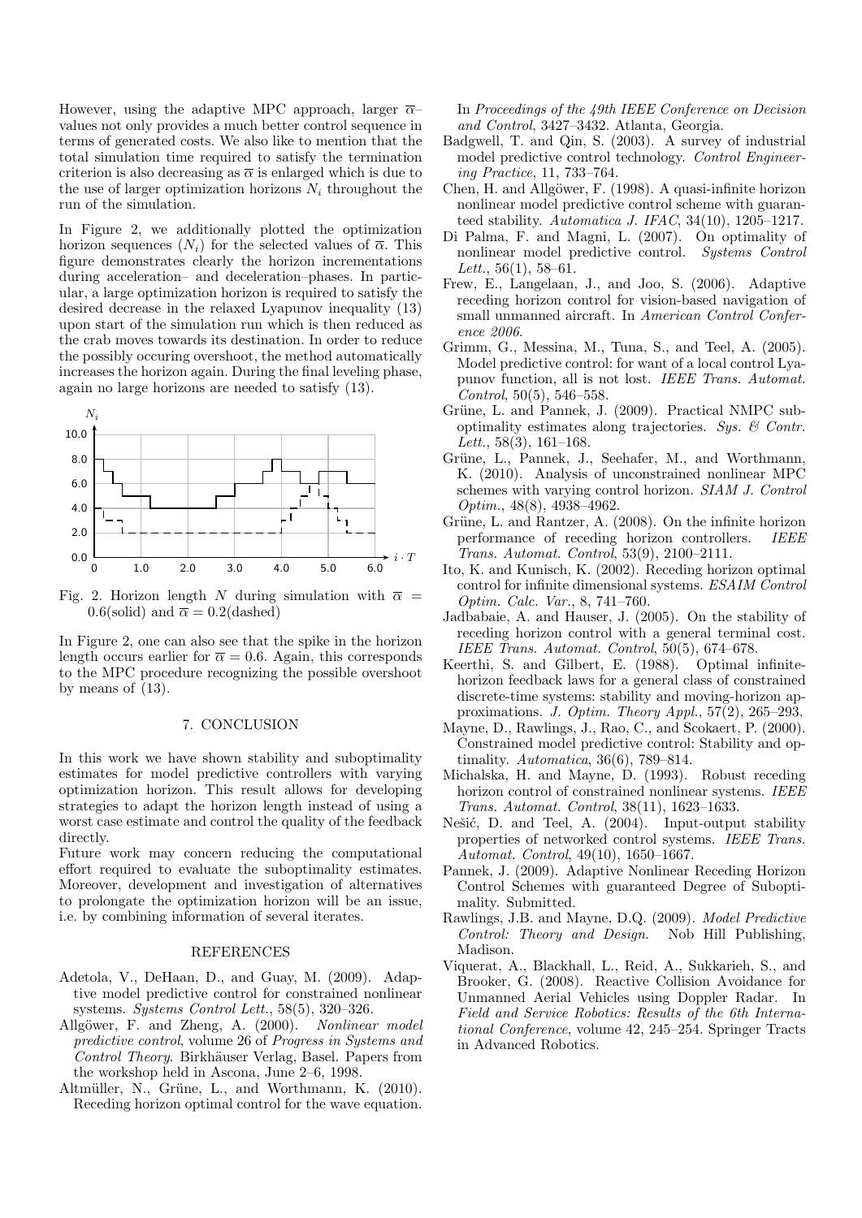However, using the adaptive MPC approach, larger $\overline{\alpha}$–values not only provides a much better control sequence in terms of generated costs. We also like to mention that the total simulation time required to satisfy the termination criterion is also decreasing as $\overline{\alpha}$ is enlarged which is due to the use of larger optimization horizons $N_i$ throughout the run of the simulation.

In Figure 2, we additionally plotted the optimization horizon sequences $(N_i)$ for the selected values of $\overline{\alpha}$. This figure demonstrates clearly the horizon incrementations during acceleration– and deceleration–phases. In particular, a large optimization horizon is required to satisfy the desired decrease in the relaxed Lyapunov inequality (13) upon start of the simulation run which is then reduced as the crab moves towards its destination. In order to reduce the possibly occuring overshoot, the method automatically increases the horizon again. During the final leveling phase, again no large horizons are needed to satisfy (13).

$N_i$

10.0
8.0
6.0
4.0
2.0
0.0

0 1.0 2.0 3.0 4.0 5.0 6.0 $i \cdot T$

Fig. 2. Horizon length $N$ during simulation with $\overline{\alpha} = 0.6$(solid) and $\overline{\alpha} = 0.2$(dashed)

In Figure 2, one can also see that the spike in the horizon length occurs earlier for $\overline{\alpha} = 0.6$. Again, this corresponds to the MPC procedure recognizing the possible overshoot by means of (13).

## 7. CONCLUSION

In this work we have shown stability and suboptimality estimates for model predictive controllers with varying optimization horizon. This result allows for developing strategies to adapt the horizon length instead of using a worst case estimate and control the quality of the feedback directly.

Future work may concern reducing the computational effort required to evaluate the suboptimality estimates. Moreover, development and investigation of alternatives to prolongate the optimization horizon will be an issue, i.e. by combining information of several iterates.

## REFERENCES

Adetola, V., DeHaan, D., and Guay, M. (2009). Adaptive model predictive control for constrained nonlinear systems. *Systems Control Lett.*, 58(5), 320–326.

Allgöwer, F. and Zheng, A. (2000). *Nonlinear model predictive control*, volume 26 of *Progress in Systems and Control Theory*. Birkhäuser Verlag, Basel. Papers from the workshop held in Ascona, June 2–6, 1998.

Altmüller, N., Grüne, L., and Worthmann, K. (2010). Receding horizon optimal control for the wave equation. In *Proceedings of the 49th IEEE Conference on Decision and Control*, 3427–3432. Atlanta, Georgia.

Badgwell, T. and Qin, S. (2003). A survey of industrial model predictive control technology. *Control Engineering Practice*, 11, 733–764.

Chen, H. and Allgöwer, F. (1998). A quasi-infinite horizon nonlinear model predictive control scheme with guaranteed stability. *Automatica J. IFAC*, 34(10), 1205–1217.

Di Palma, F. and Magni, L. (2007). On optimality of nonlinear model predictive control. *Systems Control Lett.*, 56(1), 58–61.

Frew, E., Langelaan, J., and Joo, S. (2006). Adaptive receding horizon control for vision-based navigation of small unmanned aircraft. In *American Control Conference 2006*.

Grimm, G., Messina, M., Tuna, S., and Teel, A. (2005). Model predictive control: for want of a local control Lyapunov function, all is not lost. *IEEE Trans. Automat. Control*, 50(5), 546–558.

Grüne, L. and Pannek, J. (2009). Practical NMPC suboptimality estimates along trajectories. *Sys. & Contr. Lett.*, 58(3), 161–168.

Grüne, L., Pannek, J., Seehafer, M., and Worthmann, K. (2010). Analysis of unconstrained nonlinear MPC schemes with varying control horizon. *SIAM J. Control Optim.*, 48(8), 4938–4962.

Grüne, L. and Rantzer, A. (2008). On the infinite horizon performance of receding horizon controllers. *IEEE Trans. Automat. Control*, 53(9), 2100–2111.

Ito, K. and Kunisch, K. (2002). Receding horizon optimal control for infinite dimensional systems. *ESAIM Control Optim. Calc. Var.*, 8, 741–760.

Jadbabaie, A. and Hauser, J. (2005). On the stability of receding horizon control with a general terminal cost. *IEEE Trans. Automat. Control*, 50(5), 674–678.

Keerthi, S. and Gilbert, E. (1988). Optimal infinite-horizon feedback laws for a general class of constrained discrete-time systems: stability and moving-horizon approximations. *J. Optim. Theory Appl.*, 57(2), 265–293.

Mayne, D., Rawlings, J., Rao, C., and Scokaert, P. (2000). Constrained model predictive control: Stability and optimality. *Automatica*, 36(6), 789–814.

Michalska, H. and Mayne, D. (1993). Robust receding horizon control of constrained nonlinear systems. *IEEE Trans. Automat. Control*, 38(11), 1623–1633.

Nešić, D. and Teel, A. (2004). Input-output stability properties of networked control systems. *IEEE Trans. Automat. Control*, 49(10), 1650–1667.

Pannek, J. (2009). Adaptive Nonlinear Receding Horizon Control Schemes with guaranteed Degree of Suboptimality. Submitted.

Rawlings, J.B. and Mayne, D.Q. (2009). *Model Predictive Control: Theory and Design*. Nob Hill Publishing, Madison.

Viquerat, A., Blackhall, L., Reid, A., Sukkarieh, S., and Brooker, G. (2008). Reactive Collision Avoidance for Unmanned Aerial Vehicles using Doppler Radar. In *Field and Service Robotics: Results of the 6th International Conference*, volume 42, 245–254. Springer Tracts in Advanced Robotics.